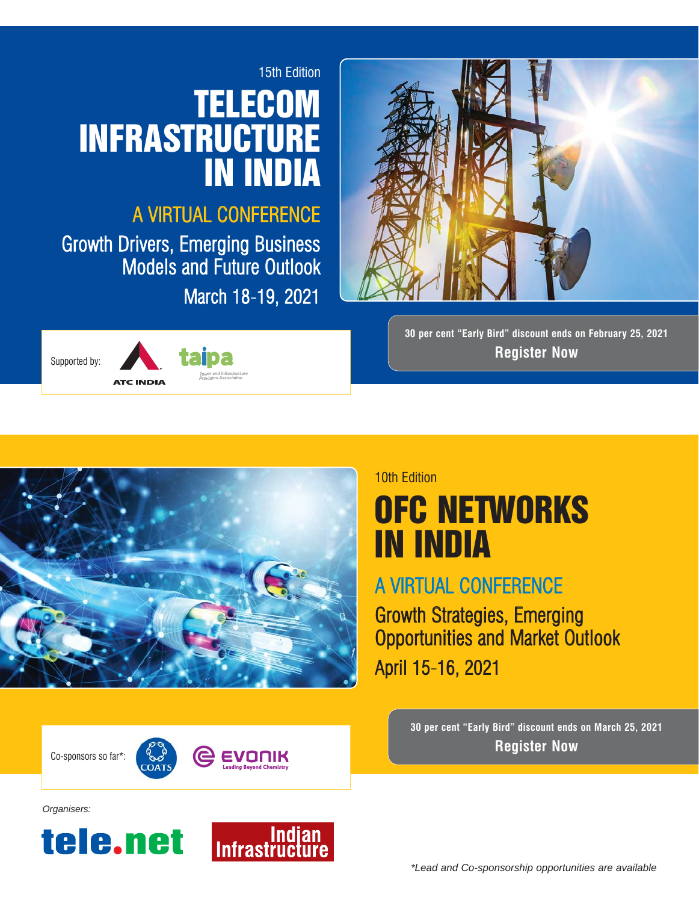15th Edition

# TELECOM INFRASTRUCTURE IN INDIA

## A VIRTUAL CONFERENCE

Growth Drivers, Emerging Business Models and Future Outlook

March 18-19, 2021

Supported by: ATC INDIA, taipa (Tower and Infrastructure Providers Association)

30 per cent "Early Bird" discount ends on February 25, 2021

**Register Now**

---

10th Edition

# OFC NETWORKS IN INDIA

## A VIRTUAL CONFERENCE

Growth Strategies, Emerging Opportunities and Market Outlook

April 15-16, 2021

Co-sponsors so far*: COATS, EVONIK (Leading Beyond Chemistry)

30 per cent "Early Bird" discount ends on March 25, 2021

**Register Now**

*Organisers:*

tele.net

Indian Infrastructure

*\*Lead and Co-sponsorship opportunities are available*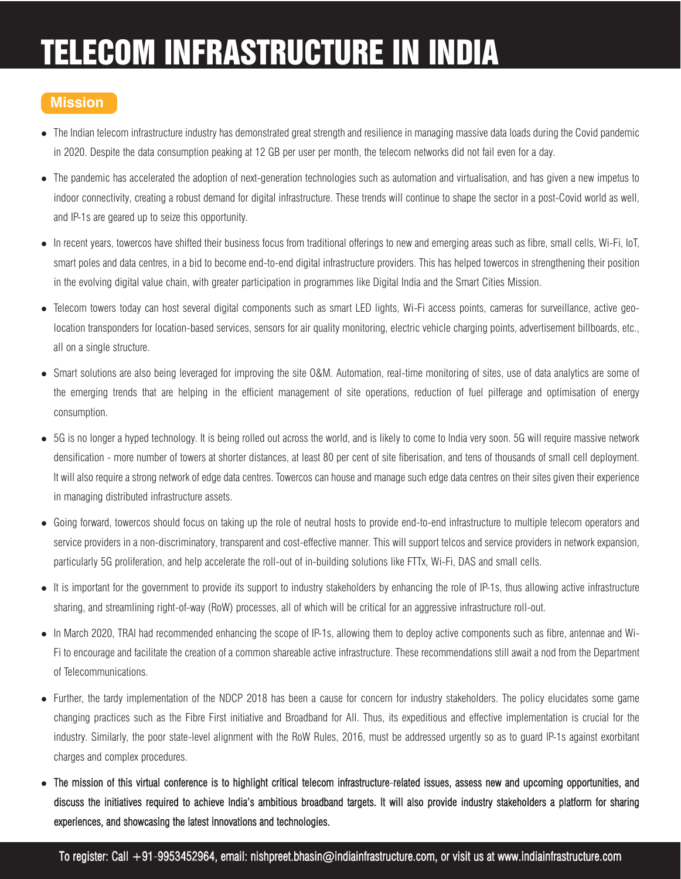# TELECOM INFRASTRUCTURE IN INDIA

## Mission

- The Indian telecom infrastructure industry has demonstrated great strength and resilience in managing massive data loads during the Covid pandemic in 2020. Despite the data consumption peaking at 12 GB per user per month, the telecom networks did not fail even for a day.
- The pandemic has accelerated the adoption of next-generation technologies such as automation and virtualisation, and has given a new impetus to indoor connectivity, creating a robust demand for digital infrastructure. These trends will continue to shape the sector in a post-Covid world as well, and IP-1s are geared up to seize this opportunity.
- In recent years, towercos have shifted their business focus from traditional offerings to new and emerging areas such as fibre, small cells, Wi-Fi, IoT, smart poles and data centres, in a bid to become end-to-end digital infrastructure providers. This has helped towercos in strengthening their position in the evolving digital value chain, with greater participation in programmes like Digital India and the Smart Cities Mission.
- Telecom towers today can host several digital components such as smart LED lights, Wi-Fi access points, cameras for surveillance, active geo-location transponders for location-based services, sensors for air quality monitoring, electric vehicle charging points, advertisement billboards, etc., all on a single structure.
- Smart solutions are also being leveraged for improving the site O&M. Automation, real-time monitoring of sites, use of data analytics are some of the emerging trends that are helping in the efficient management of site operations, reduction of fuel pilferage and optimisation of energy consumption.
- 5G is no longer a hyped technology. It is being rolled out across the world, and is likely to come to India very soon. 5G will require massive network densification - more number of towers at shorter distances, at least 80 per cent of site fiberisation, and tens of thousands of small cell deployment. It will also require a strong network of edge data centres. Towercos can house and manage such edge data centres on their sites given their experience in managing distributed infrastructure assets.
- Going forward, towercos should focus on taking up the role of neutral hosts to provide end-to-end infrastructure to multiple telecom operators and service providers in a non-discriminatory, transparent and cost-effective manner. This will support telcos and service providers in network expansion, particularly 5G proliferation, and help accelerate the roll-out of in-building solutions like FTTx, Wi-Fi, DAS and small cells.
- It is important for the government to provide its support to industry stakeholders by enhancing the role of IP-1s, thus allowing active infrastructure sharing, and streamlining right-of-way (RoW) processes, all of which will be critical for an aggressive infrastructure roll-out.
- In March 2020, TRAI had recommended enhancing the scope of IP-1s, allowing them to deploy active components such as fibre, antennae and Wi-Fi to encourage and facilitate the creation of a common shareable active infrastructure. These recommendations still await a nod from the Department of Telecommunications.
- Further, the tardy implementation of the NDCP 2018 has been a cause for concern for industry stakeholders. The policy elucidates some game changing practices such as the Fibre First initiative and Broadband for All. Thus, its expeditious and effective implementation is crucial for the industry. Similarly, the poor state-level alignment with the RoW Rules, 2016, must be addressed urgently so as to guard IP-1s against exorbitant charges and complex procedures.
- **The mission of this virtual conference is to highlight critical telecom infrastructure-related issues, assess new and upcoming opportunities, and discuss the initiatives required to achieve India's ambitious broadband targets. It will also provide industry stakeholders a platform for sharing experiences, and showcasing the latest innovations and technologies.**

To register: Call +91-9953452964, email: nishpreet.bhasin@indiainfrastructure.com, or visit us at www.indiainfrastructure.com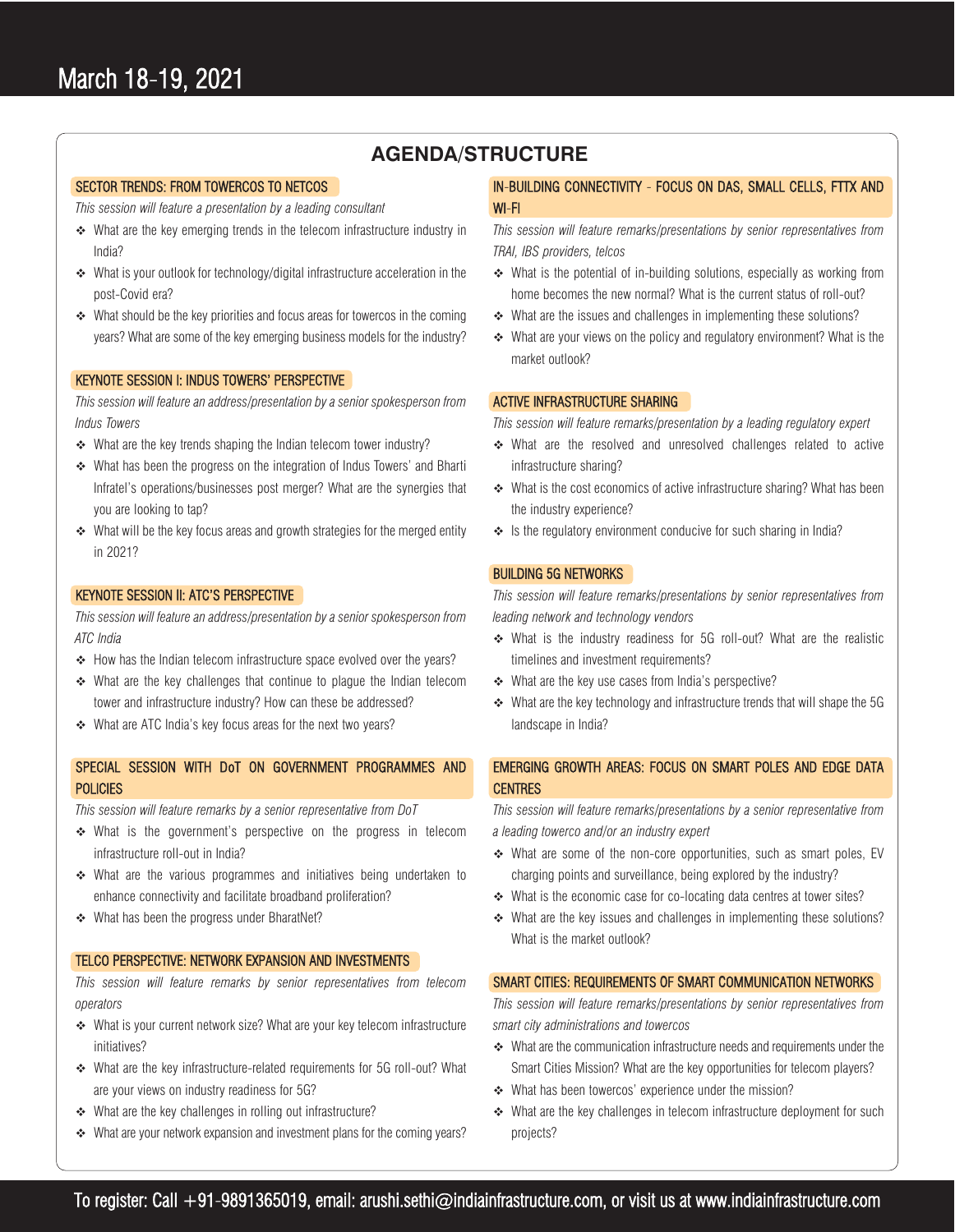March 18-19, 2021

# AGENDA/STRUCTURE

## SECTOR TRENDS: FROM TOWERCOS TO NETCOS

*This session will feature a presentation by a leading consultant*

- What are the key emerging trends in the telecom infrastructure industry in India?
- What is your outlook for technology/digital infrastructure acceleration in the post-Covid era?
- What should be the key priorities and focus areas for towercos in the coming years? What are some of the key emerging business models for the industry?

## KEYNOTE SESSION I: INDUS TOWERS' PERSPECTIVE

*This session will feature an address/presentation by a senior spokesperson from Indus Towers*

- What are the key trends shaping the Indian telecom tower industry?
- What has been the progress on the integration of Indus Towers' and Bharti Infratel's operations/businesses post merger? What are the synergies that you are looking to tap?
- What will be the key focus areas and growth strategies for the merged entity in 2021?

## KEYNOTE SESSION II: ATC'S PERSPECTIVE

*This session will feature an address/presentation by a senior spokesperson from ATC India*

- How has the Indian telecom infrastructure space evolved over the years?
- What are the key challenges that continue to plague the Indian telecom tower and infrastructure industry? How can these be addressed?
- What are ATC India's key focus areas for the next two years?

## SPECIAL SESSION WITH DoT ON GOVERNMENT PROGRAMMES AND POLICIES

*This session will feature remarks by a senior representative from DoT*

- What is the government's perspective on the progress in telecom infrastructure roll-out in India?
- What are the various programmes and initiatives being undertaken to enhance connectivity and facilitate broadband proliferation?
- What has been the progress under BharatNet?

## TELCO PERSPECTIVE: NETWORK EXPANSION AND INVESTMENTS

*This session will feature remarks by senior representatives from telecom operators*

- What is your current network size? What are your key telecom infrastructure initiatives?
- What are the key infrastructure-related requirements for 5G roll-out? What are your views on industry readiness for 5G?
- What are the key challenges in rolling out infrastructure?
- What are your network expansion and investment plans for the coming years?

## IN-BUILDING CONNECTIVITY - FOCUS ON DAS, SMALL CELLS, FTTX AND WI-FI

*This session will feature remarks/presentations by senior representatives from TRAI, IBS providers, telcos*

- What is the potential of in-building solutions, especially as working from home becomes the new normal? What is the current status of roll-out?
- What are the issues and challenges in implementing these solutions?
- What are your views on the policy and regulatory environment? What is the market outlook?

## ACTIVE INFRASTRUCTURE SHARING

*This session will feature remarks/presentation by a leading regulatory expert*

- What are the resolved and unresolved challenges related to active infrastructure sharing?
- What is the cost economics of active infrastructure sharing? What has been the industry experience?
- Is the regulatory environment conducive for such sharing in India?

## BUILDING 5G NETWORKS

*This session will feature remarks/presentations by senior representatives from leading network and technology vendors*

- What is the industry readiness for 5G roll-out? What are the realistic timelines and investment requirements?
- What are the key use cases from India's perspective?
- What are the key technology and infrastructure trends that will shape the 5G landscape in India?

## EMERGING GROWTH AREAS: FOCUS ON SMART POLES AND EDGE DATA CENTRES

*This session will feature remarks/presentations by a senior representative from a leading towerco and/or an industry expert*

- What are some of the non-core opportunities, such as smart poles, EV charging points and surveillance, being explored by the industry?
- What is the economic case for co-locating data centres at tower sites?
- What are the key issues and challenges in implementing these solutions? What is the market outlook?

## SMART CITIES: REQUIREMENTS OF SMART COMMUNICATION NETWORKS

*This session will feature remarks/presentations by senior representatives from smart city administrations and towercos*

- What are the communication infrastructure needs and requirements under the Smart Cities Mission? What are the key opportunities for telecom players?
- What has been towercos' experience under the mission?
- What are the key challenges in telecom infrastructure deployment for such projects?

To register: Call +91-9891365019, email: arushi.sethi@indiainfrastructure.com, or visit us at www.indiainfrastructure.com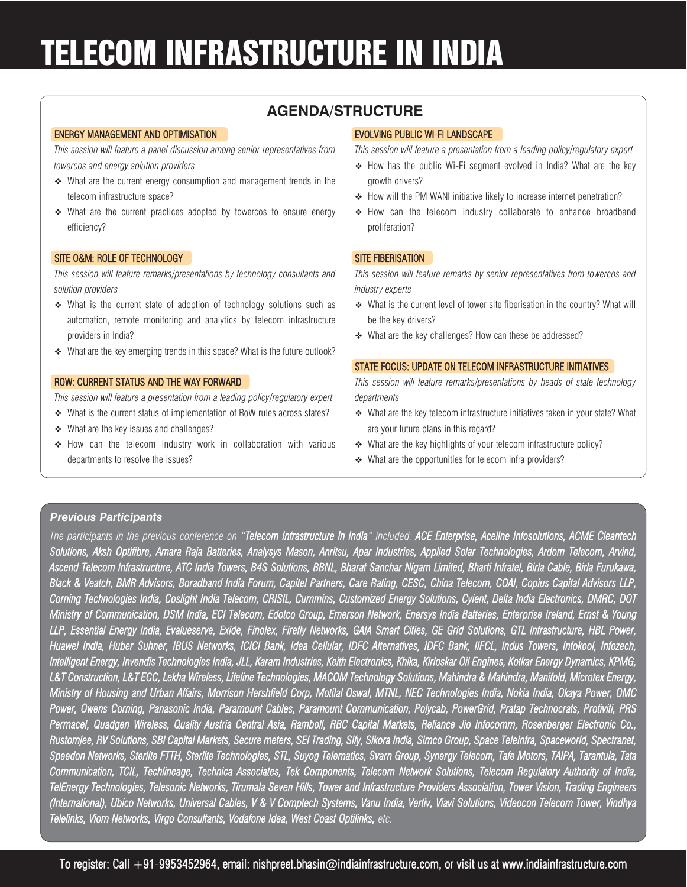# TELECOM INFRASTRUCTURE IN INDIA

## AGENDA/STRUCTURE

### ENERGY MANAGEMENT AND OPTIMISATION

*This session will feature a panel discussion among senior representatives from towercos and energy solution providers*

- What are the current energy consumption and management trends in the telecom infrastructure space?
- What are the current practices adopted by towercos to ensure energy efficiency?

### SITE O&M: ROLE OF TECHNOLOGY

*This session will feature remarks/presentations by technology consultants and solution providers*

- What is the current state of adoption of technology solutions such as automation, remote monitoring and analytics by telecom infrastructure providers in India?
- What are the key emerging trends in this space? What is the future outlook?

### ROW: CURRENT STATUS AND THE WAY FORWARD

*This session will feature a presentation from a leading policy/regulatory expert*

- What is the current status of implementation of RoW rules across states?
- What are the key issues and challenges?
- How can the telecom industry work in collaboration with various departments to resolve the issues?

### EVOLVING PUBLIC WI-FI LANDSCAPE

*This session will feature a presentation from a leading policy/regulatory expert*

- How has the public Wi-Fi segment evolved in India? What are the key growth drivers?
- How will the PM WANI initiative likely to increase internet penetration?
- How can the telecom industry collaborate to enhance broadband proliferation?

### SITE FIBERISATION

*This session will feature remarks by senior representatives from towercos and industry experts*

- What is the current level of tower site fiberisation in the country? What will be the key drivers?
- What are the key challenges? How can these be addressed?

### STATE FOCUS: UPDATE ON TELECOM INFRASTRUCTURE INITIATIVES

*This session will feature remarks/presentations by heads of state technology departments*

- What are the key telecom infrastructure initiatives taken in your state? What are your future plans in this regard?
- What are the key highlights of your telecom infrastructure policy?
- What are the opportunities for telecom infra providers?

### *Previous Participants*

*The participants in the previous conference on "**Telecom Infrastructure In India**" included: **ACE Enterprise, Aceline Infosolutions, ACME Cleantech Solutions, Aksh Optifibre, Amara Raja Batteries, Analysys Mason, Anritsu, Apar Industries, Applied Solar Technologies, Ardom Telecom, Arvind, Ascend Telecom Infrastructure, ATC India Towers, B4S Solutions, BBNL, Bharat Sanchar Nigam Limited, Bharti Infratel, Birla Cable, Birla Furukawa, Black & Veatch, BMR Advisors, Boradband India Forum, Capitel Partners, Care Rating, CESC, China Telecom, COAI, Copius Capital Advisors LLP, Corning Technologies India, Coslight India Telecom, CRISIL, Cummins, Customized Energy Solutions, Cyient, Delta India Electronics, DMRC, DOT Ministry of Communication, DSM India, ECI Telecom, Edotco Group, Emerson Network, Enersys India Batteries, Enterprise Ireland, Ernst & Young LLP, Essential Energy India, Evalueserve, Exide, Finolex, Firefly Networks, GAIA Smart Cities, GE Grid Solutions, GTL Infrastructure, HBL Power, Huawei India, Huber Suhner, IBUS Networks, ICICI Bank, Idea Cellular, IDFC Alternatives, IDFC Bank, IIFCL, Indus Towers, Infokool, Infozech, Intelligent Energy, Invendis Technologies India, JLL, Karam Industries, Keith Electronics, Khika, Kirloskar Oil Engines, Kotkar Energy Dynamics, KPMG, L&T Construction, L&T ECC, Lekha Wireless, Lifeline Technologies, MACOM Technology Solutions, Mahindra & Mahindra, Manifold, Microtex Energy, Ministry of Housing and Urban Affairs, Morrison Hershfield Corp, Motilal Oswal, MTNL, NEC Technologies India, Nokia India, Okaya Power, OMC Power, Owens Corning, Panasonic India, Paramount Cables, Paramount Communication, Polycab, PowerGrid, Pratap Technocrats, Protiviti, PRS Permacel, Quadgen Wireless, Quality Austria Central Asia, Ramboll, RBC Capital Markets, Reliance Jio Infocomm, Rosenberger Electronic Co., Rustomjee, RV Solutions, SBI Capital Markets, Secure meters, SEI Trading, Sify, Sikora India, Simco Group, Space TeleInfra, Spaceworld, Spectranet, Speedon Networks, Sterlite FTTH, Sterlite Technologies, STL, Suyog Telematics, Svarn Group, Synergy Telecom, Tafe Motors, TAIPA, Tarantula, Tata Communication, TCIL, Techlineage, Technica Associates, Tek Components, Telecom Network Solutions, Telecom Regulatory Authority of India, TelEnergy Technologies, Telesonic Networks, Tirumala Seven Hills, Tower and Infrastructure Providers Association, Tower Vision, Trading Engineers (International), Ubico Networks, Universal Cables, V & V Comptech Systems, Vanu India, Vertiv, Viavi Solutions, Videocon Telecom Tower, Vindhya Telelinks, Viom Networks, Virgo Consultants, Vodafone Idea, West Coast Optilinks,** etc.*

To register: Call +91-9953452964, email: nishpreet.bhasin@indiainfrastructure.com, or visit us at www.indiainfrastructure.com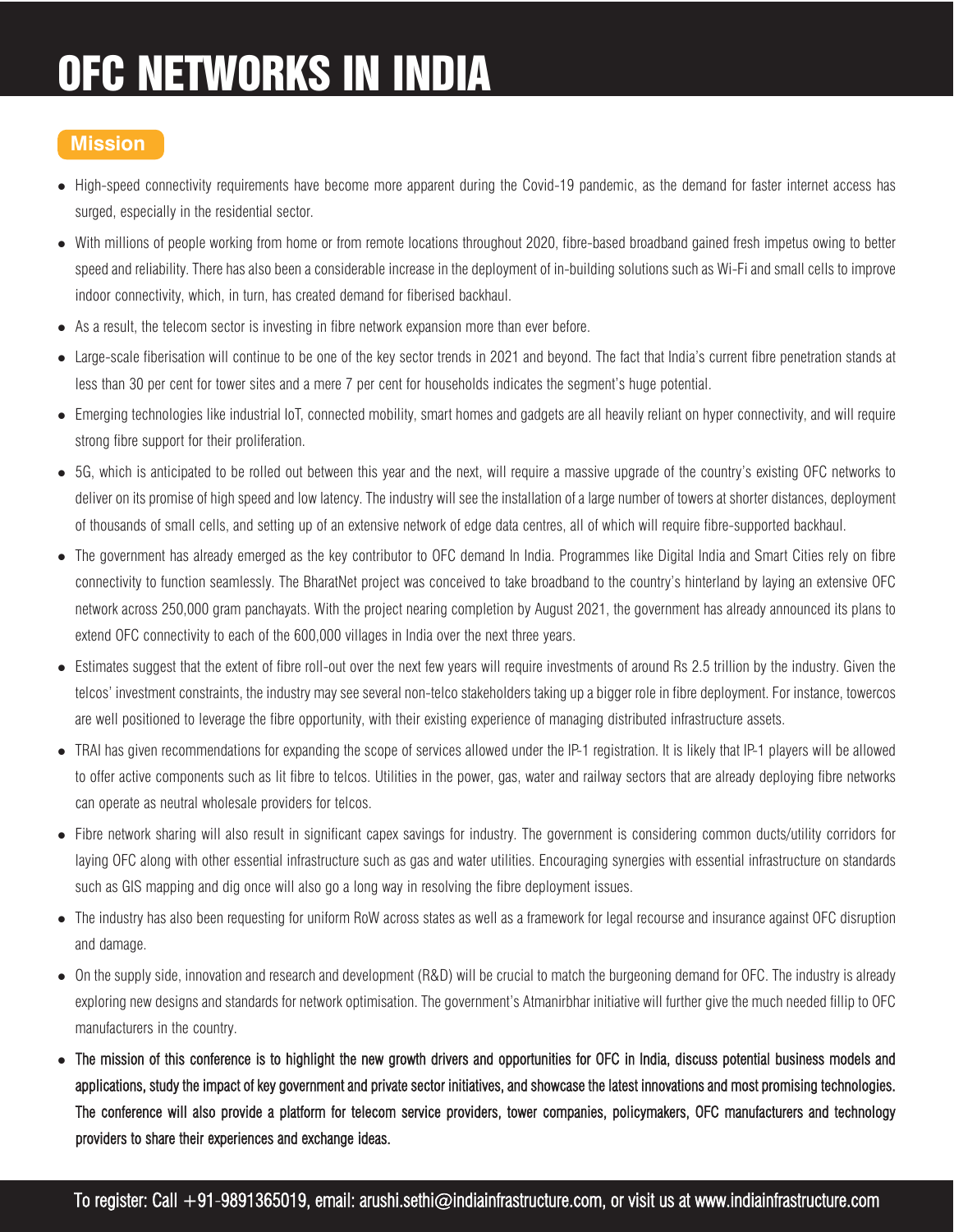# OFC NETWORKS IN INDIA

## Mission

- High-speed connectivity requirements have become more apparent during the Covid-19 pandemic, as the demand for faster internet access has surged, especially in the residential sector.
- With millions of people working from home or from remote locations throughout 2020, fibre-based broadband gained fresh impetus owing to better speed and reliability. There has also been a considerable increase in the deployment of in-building solutions such as Wi-Fi and small cells to improve indoor connectivity, which, in turn, has created demand for fiberised backhaul.
- As a result, the telecom sector is investing in fibre network expansion more than ever before.
- Large-scale fiberisation will continue to be one of the key sector trends in 2021 and beyond. The fact that India's current fibre penetration stands at less than 30 per cent for tower sites and a mere 7 per cent for households indicates the segment's huge potential.
- Emerging technologies like industrial IoT, connected mobility, smart homes and gadgets are all heavily reliant on hyper connectivity, and will require strong fibre support for their proliferation.
- 5G, which is anticipated to be rolled out between this year and the next, will require a massive upgrade of the country's existing OFC networks to deliver on its promise of high speed and low latency. The industry will see the installation of a large number of towers at shorter distances, deployment of thousands of small cells, and setting up of an extensive network of edge data centres, all of which will require fibre-supported backhaul.
- The government has already emerged as the key contributor to OFC demand In India. Programmes like Digital India and Smart Cities rely on fibre connectivity to function seamlessly. The BharatNet project was conceived to take broadband to the country's hinterland by laying an extensive OFC network across 250,000 gram panchayats. With the project nearing completion by August 2021, the government has already announced its plans to extend OFC connectivity to each of the 600,000 villages in India over the next three years.
- Estimates suggest that the extent of fibre roll-out over the next few years will require investments of around Rs 2.5 trillion by the industry. Given the telcos' investment constraints, the industry may see several non-telco stakeholders taking up a bigger role in fibre deployment. For instance, towercos are well positioned to leverage the fibre opportunity, with their existing experience of managing distributed infrastructure assets.
- TRAI has given recommendations for expanding the scope of services allowed under the IP-1 registration. It is likely that IP-1 players will be allowed to offer active components such as lit fibre to telcos. Utilities in the power, gas, water and railway sectors that are already deploying fibre networks can operate as neutral wholesale providers for telcos.
- Fibre network sharing will also result in significant capex savings for industry. The government is considering common ducts/utility corridors for laying OFC along with other essential infrastructure such as gas and water utilities. Encouraging synergies with essential infrastructure on standards such as GIS mapping and dig once will also go a long way in resolving the fibre deployment issues.
- The industry has also been requesting for uniform RoW across states as well as a framework for legal recourse and insurance against OFC disruption and damage.
- On the supply side, innovation and research and development (R&D) will be crucial to match the burgeoning demand for OFC. The industry is already exploring new designs and standards for network optimisation. The government's Atmanirbhar initiative will further give the much needed fillip to OFC manufacturers in the country.
- **The mission of this conference is to highlight the new growth drivers and opportunities for OFC in India, discuss potential business models and applications, study the impact of key government and private sector initiatives, and showcase the latest innovations and most promising technologies. The conference will also provide a platform for telecom service providers, tower companies, policymakers, OFC manufacturers and technology providers to share their experiences and exchange ideas.**

To register: Call +91-9891365019, email: arushi.sethi@indiainfrastructure.com, or visit us at www.indiainfrastructure.com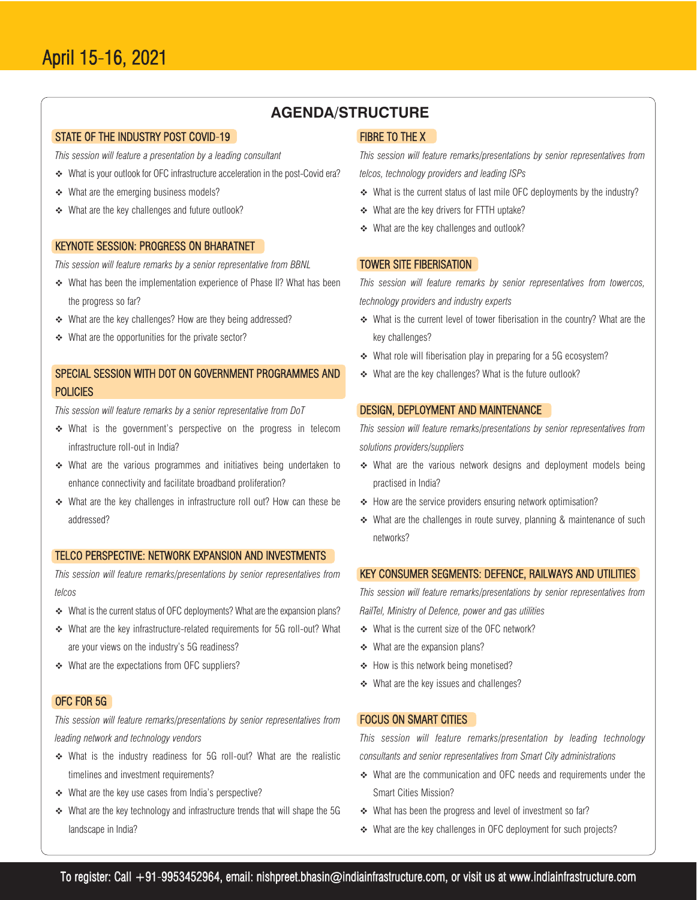# AGENDA/STRUCTURE

April 15-16, 2021

## STATE OF THE INDUSTRY POST COVID-19

*This session will feature a presentation by a leading consultant*

- What is your outlook for OFC infrastructure acceleration in the post-Covid era?
- What are the emerging business models?
- What are the key challenges and future outlook?

## KEYNOTE SESSION: PROGRESS ON BHARATNET

*This session will feature remarks by a senior representative from BBNL*

- What has been the implementation experience of Phase II? What has been the progress so far?
- What are the key challenges? How are they being addressed?
- What are the opportunities for the private sector?

## SPECIAL SESSION WITH DOT ON GOVERNMENT PROGRAMMES AND POLICIES

*This session will feature remarks by a senior representative from DoT*

- What is the government's perspective on the progress in telecom infrastructure roll-out in India?
- What are the various programmes and initiatives being undertaken to enhance connectivity and facilitate broadband proliferation?
- What are the key challenges in infrastructure roll out? How can these be addressed?

## TELCO PERSPECTIVE: NETWORK EXPANSION AND INVESTMENTS

*This session will feature remarks/presentations by senior representatives from telcos*

- What is the current status of OFC deployments? What are the expansion plans?
- What are the key infrastructure-related requirements for 5G roll-out? What are your views on the industry's 5G readiness?
- What are the expectations from OFC suppliers?

## OFC FOR 5G

*This session will feature remarks/presentations by senior representatives from leading network and technology vendors*

- What is the industry readiness for 5G roll-out? What are the realistic timelines and investment requirements?
- What are the key use cases from India's perspective?
- What are the key technology and infrastructure trends that will shape the 5G landscape in India?

## FIBRE TO THE X

*This session will feature remarks/presentations by senior representatives from telcos, technology providers and leading ISPs*

- What is the current status of last mile OFC deployments by the industry?
- What are the key drivers for FTTH uptake?
- What are the key challenges and outlook?

## TOWER SITE FIBERISATION

*This session will feature remarks by senior representatives from towercos, technology providers and industry experts*

- What is the current level of tower fiberisation in the country? What are the key challenges?
- What role will fiberisation play in preparing for a 5G ecosystem?
- What are the key challenges? What is the future outlook?

## DESIGN, DEPLOYMENT AND MAINTENANCE

*This session will feature remarks/presentations by senior representatives from solutions providers/suppliers*

- What are the various network designs and deployment models being practised in India?
- How are the service providers ensuring network optimisation?
- What are the challenges in route survey, planning & maintenance of such networks?

## KEY CONSUMER SEGMENTS: DEFENCE, RAILWAYS AND UTILITIES

*This session will feature remarks/presentations by senior representatives from RailTel, Ministry of Defence, power and gas utilities*

- What is the current size of the OFC network?
- What are the expansion plans?
- How is this network being monetised?
- What are the key issues and challenges?

## FOCUS ON SMART CITIES

*This session will feature remarks/presentation by leading technology consultants and senior representatives from Smart City administrations*

- What are the communication and OFC needs and requirements under the Smart Cities Mission?
- What has been the progress and level of investment so far?
- What are the key challenges in OFC deployment for such projects?

To register: Call +91-9953452964, email: nishpreet.bhasin@indiainfrastructure.com, or visit us at www.indiainfrastructure.com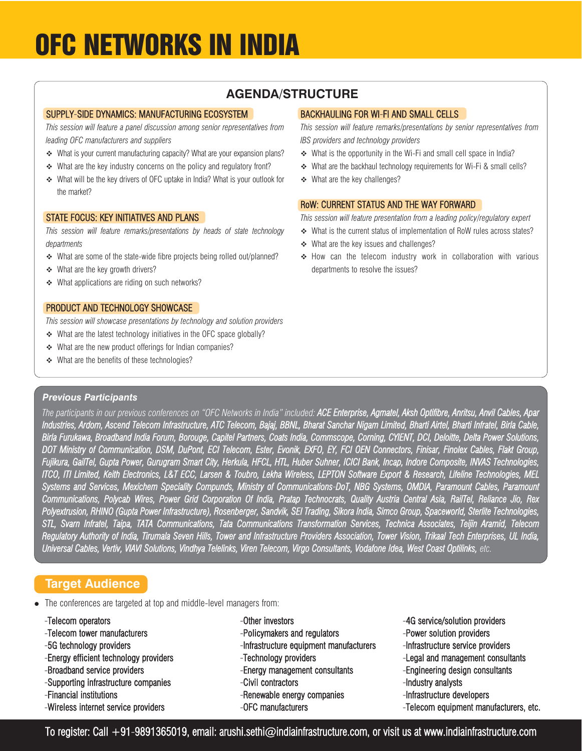# OFC NETWORKS IN INDIA

## AGENDA/STRUCTURE

### SUPPLY-SIDE DYNAMICS: MANUFACTURING ECOSYSTEM

*This session will feature a panel discussion among senior representatives from leading OFC manufacturers and suppliers*

- What is your current manufacturing capacity? What are your expansion plans?
- What are the key industry concerns on the policy and regulatory front?
- What will be the key drivers of OFC uptake in India? What is your outlook for the market?

### STATE FOCUS: KEY INITIATIVES AND PLANS

*This session will feature remarks/presentations by heads of state technology departments*

- What are some of the state-wide fibre projects being rolled out/planned?
- What are the key growth drivers?
- What applications are riding on such networks?

### PRODUCT AND TECHNOLOGY SHOWCASE

*This session will showcase presentations by technology and solution providers*

- What are the latest technology initiatives in the OFC space globally?
- What are the new product offerings for Indian companies?
- What are the benefits of these technologies?

### BACKHAULING FOR WI-FI AND SMALL CELLS

*This session will feature remarks/presentations by senior representatives from IBS providers and technology providers*

- What is the opportunity in the Wi-Fi and small cell space in India?
- What are the backhaul technology requirements for Wi-Fi & small cells?
- What are the key challenges?

### RoW: CURRENT STATUS AND THE WAY FORWARD

*This session will feature presentation from a leading policy/regulatory expert*

- What is the current status of implementation of RoW rules across states?
- What are the key issues and challenges?
- How can the telecom industry work in collaboration with various departments to resolve the issues?

## Previous Participants

*The participants in our previous conferences on "OFC Networks in India" included:* ***ACE Enterprise, Agmatel, Aksh Optifibre, Anritsu, Anvil Cables, Apar Industries, Ardom, Ascend Telecom Infrastructure, ATC Telecom, Bajaj, BBNL, Bharat Sanchar Nigam Limited, Bharti Airtel, Bharti Infratel, Birla Cable, Birla Furukawa, Broadband India Forum, Borouge, Capitel Partners, Coats India, Commscope, Corning, CYIENT, DCI, Deloitte, Delta Power Solutions, DOT Ministry of Communication, DSM, DuPont, ECI Telecom, Ester, Evonik, EXFO, EY, FCI OEN Connectors, Finisar, Finolex Cables, Flakt Group, Fujikura, GailTel, Gupta Power, Gurugram Smart City, Herkula, HFCL, HTL, Huber Suhner, ICICI Bank, Incap, Indore Composite, INVAS Technologies, ITCO, ITI Limited, Keith Electronics, L&T ECC, Larsen & Toubro, Lekha Wireless, LEPTON Software Export & Research, Lifeline Technologies, MEL Systems and Services, Mexichem Speciality Compunds, Ministry of Communications-DoT, NBG Systems, OMDIA, Paramount Cables, Paramount Communications, Polycab Wires, Power Grid Corporation Of India, Pratap Technocrats, Quality Austria Central Asia, RailTel, Reliance Jio, Rex Polyextrusion, RHINO (Gupta Power Infrastructure), Rosenberger, Sandvik, SEI Trading, Sikora India, Simco Group, Spaceworld, Sterlite Technologies, STL, Svarn Infratel, Taipa, TATA Communications, Tata Communications Transformation Services, Technica Associates, Teijin Aramid, Telecom Regulatory Authority of India, Tirumala Seven Hills, Tower and Infrastructure Providers Association, Tower Vision, Trikaal Tech Enterprises, UL India, Universal Cables, Vertiv, VIAVI Solutions, Vindhya Telelinks, Viren Telecom, Virgo Consultants, Vodafone Idea, West Coast Optilinks,*** *etc.*

## Target Audience

- The conferences are targeted at top and middle-level managers from:

-Telecom operators
-Telecom tower manufacturers
-5G technology providers
-Energy efficient technology providers
-Broadband service providers
-Supporting infrastructure companies
-Financial institutions
-Wireless internet service providers
-Other investors
-Policymakers and regulators
-Infrastructure equipment manufacturers
-Technology providers
-Energy management consultants
-Civil contractors
-Renewable energy companies
-OFC manufacturers
-4G service/solution providers
-Power solution providers
-Infrastructure service providers
-Legal and management consultants
-Engineering design consultants
-Industry analysts
-Infrastructure developers
-Telecom equipment manufacturers, etc.

To register: Call +91-9891365019, email: arushi.sethi@indiainfrastructure.com, or visit us at www.indiainfrastructure.com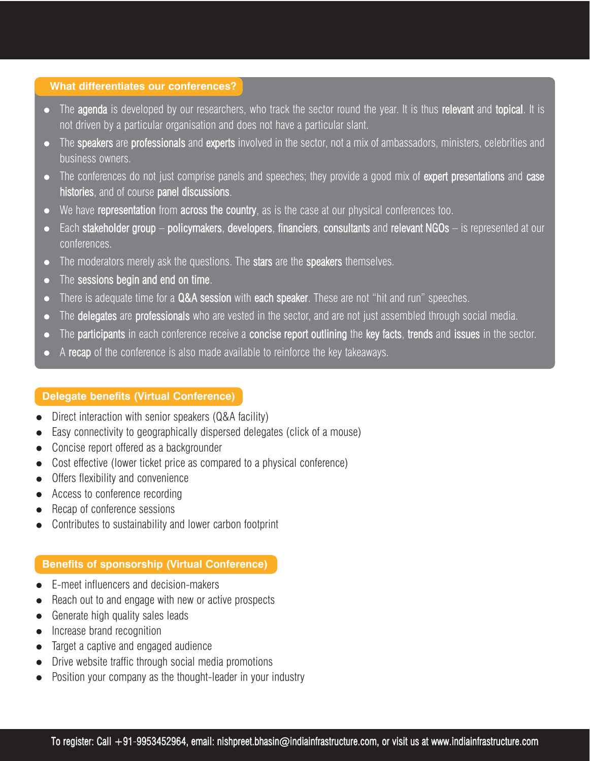## What differentiates our conferences?

- The **agenda** is developed by our researchers, who track the sector round the year. It is thus **relevant** and **topical**. It is not driven by a particular organisation and does not have a particular slant.
- The **speakers** are **professionals** and **experts** involved in the sector, not a mix of ambassadors, ministers, celebrities and business owners.
- The conferences do not just comprise panels and speeches; they provide a good mix of **expert presentations** and **case histories**, and of course **panel discussions**.
- We have **representation** from **across the country**, as is the case at our physical conferences too.
- Each **stakeholder group** – **policymakers**, **developers**, **financiers**, **consultants** and **relevant NGOs** – is represented at our conferences.
- The moderators merely ask the questions. The **stars** are the **speakers** themselves.
- The **sessions begin and end on time**.
- There is adequate time for a **Q&A session** with **each speaker**. These are not "hit and run" speeches.
- The **delegates** are **professionals** who are vested in the sector, and are not just assembled through social media.
- The **participants** in each conference receive a **concise report outlining** the **key facts**, **trends** and **issues** in the sector.
- A **recap** of the conference is also made available to reinforce the key takeaways.

## Delegate benefits (Virtual Conference)

- Direct interaction with senior speakers (Q&A facility)
- Easy connectivity to geographically dispersed delegates (click of a mouse)
- Concise report offered as a backgrounder
- Cost effective (lower ticket price as compared to a physical conference)
- Offers flexibility and convenience
- Access to conference recording
- Recap of conference sessions
- Contributes to sustainability and lower carbon footprint

## Benefits of sponsorship (Virtual Conference)

- E-meet influencers and decision-makers
- Reach out to and engage with new or active prospects
- Generate high quality sales leads
- Increase brand recognition
- Target a captive and engaged audience
- Drive website traffic through social media promotions
- Position your company as the thought-leader in your industry

To register: Call +91-9953452964, email: nishpreet.bhasin@indiainfrastructure.com, or visit us at www.indiainfrastructure.com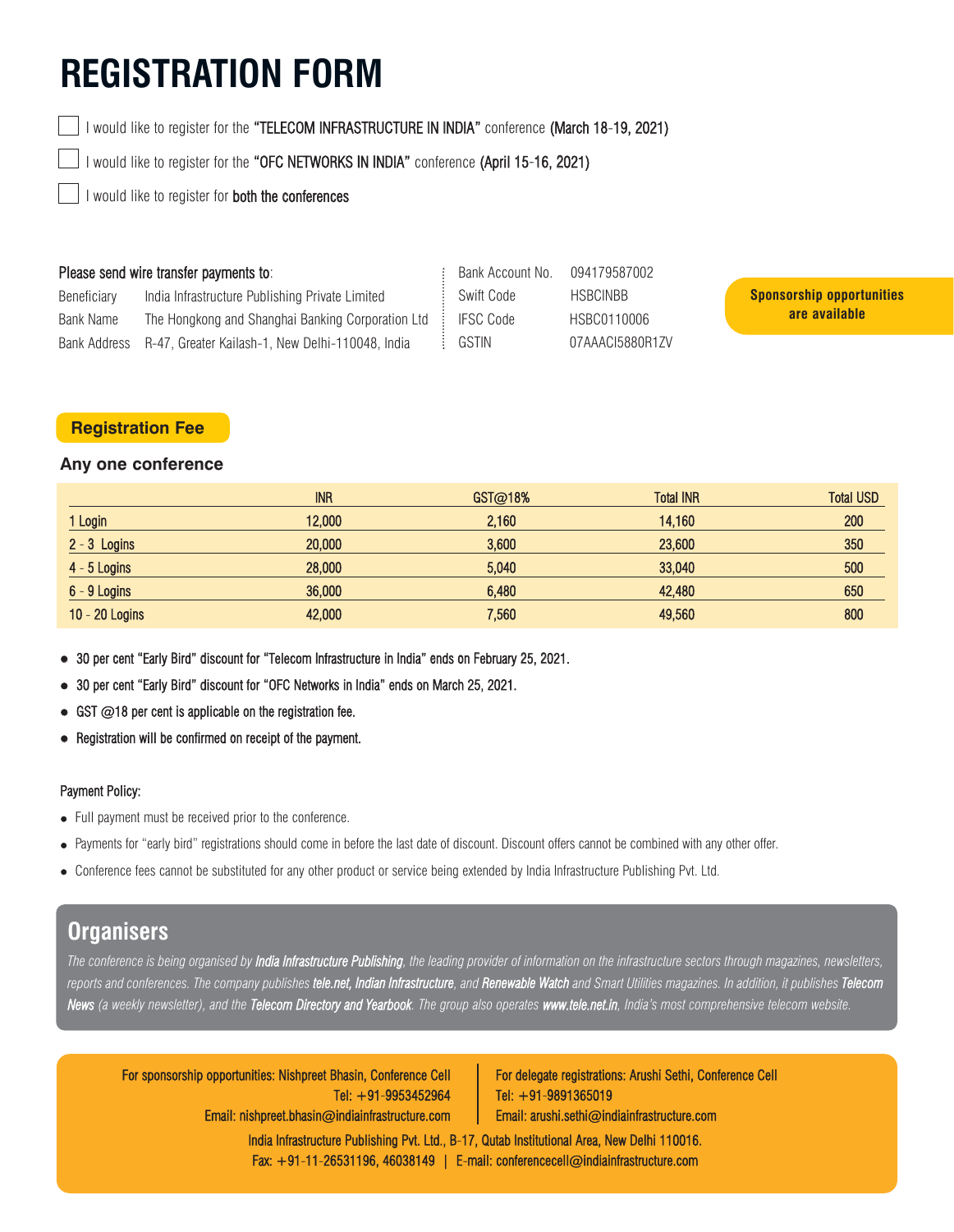# REGISTRATION FORM

☐ I would like to register for the **"TELECOM INFRASTRUCTURE IN INDIA"** conference **(March 18-19, 2021)**

☐ I would like to register for the **"OFC NETWORKS IN INDIA"** conference **(April 15-16, 2021)**

☐ I would like to register for **both the conferences**

**Please send wire transfer payments to**:

| | |
|---|---|
| Beneficiary | India Infrastructure Publishing Private Limited |
| Bank Name | The Hongkong and Shanghai Banking Corporation Ltd |
| Bank Address | R-47, Greater Kailash-1, New Delhi-110048, India |
| Bank Account No. | 094179587002 |
| Swift Code | HSBCINBB |
| IFSC Code | HSBC0110006 |
| GSTIN | 07AAACI5880R1ZV |

**Sponsorship opportunities are available**

## Registration Fee

### Any one conference

| | INR | GST@18% | Total INR | Total USD |
|---|---|---|---|---|
| 1 Login | 12,000 | 2,160 | 14,160 | 200 |
| 2 - 3 Logins | 20,000 | 3,600 | 23,600 | 350 |
| 4 - 5 Logins | 28,000 | 5,040 | 33,040 | 500 |
| 6 - 9 Logins | 36,000 | 6,480 | 42,480 | 650 |
| 10 - 20 Logins | 42,000 | 7,560 | 49,560 | 800 |

- 30 per cent "Early Bird" discount for "Telecom Infrastructure in India" ends on February 25, 2021.
- 30 per cent "Early Bird" discount for "OFC Networks in India" ends on March 25, 2021.
- GST @18 per cent is applicable on the registration fee.
- Registration will be confirmed on receipt of the payment.

Payment Policy:

- Full payment must be received prior to the conference.
- Payments for "early bird" registrations should come in before the last date of discount. Discount offers cannot be combined with any other offer.
- Conference fees cannot be substituted for any other product or service being extended by India Infrastructure Publishing Pvt. Ltd.

## Organisers

*The conference is being organised by **India Infrastructure Publishing**, the leading provider of information on the infrastructure sectors through magazines, newsletters, reports and conferences. The company publishes **tele.net, Indian Infrastructure**, and **Renewable Watch** and Smart Utilities magazines. In addition, it publishes **Telecom News** (a weekly newsletter), and the **Telecom Directory and Yearbook**. The group also operates **www.tele.net.in**, India's most comprehensive telecom website.*

For sponsorship opportunities: Nishpreet Bhasin, Conference Cell
Tel: +91-9953452964
Email: nishpreet.bhasin@indiainfrastructure.com

For delegate registrations: Arushi Sethi, Conference Cell
Tel: +91-9891365019
Email: arushi.sethi@indiainfrastructure.com

India Infrastructure Publishing Pvt. Ltd., B-17, Qutab Institutional Area, New Delhi 110016.
Fax: +91-11-26531196, 46038149 | E-mail: conferencecell@indiainfrastructure.com